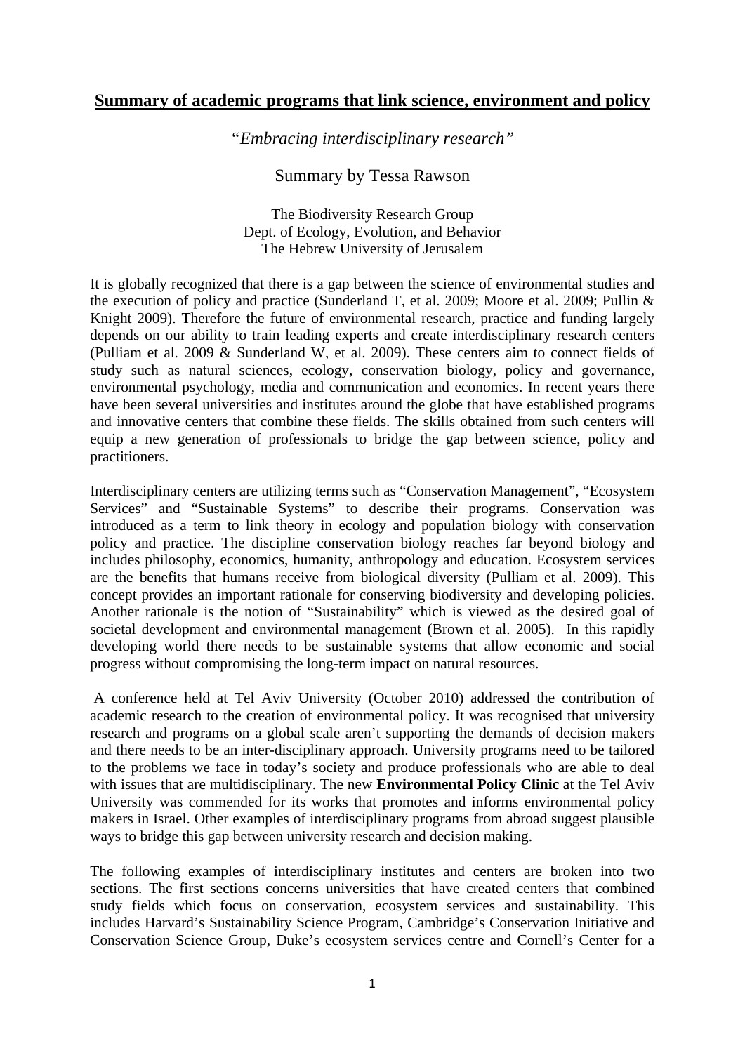# Summary of academic programs that link science, environment and policy

*"Embracing interdisciplinary research"*

Summary by Tessa Rawson

The Biodiversity Research Group
Dept. of Ecology, Evolution, and Behavior
The Hebrew University of Jerusalem

It is globally recognized that there is a gap between the science of environmental studies and the execution of policy and practice (Sunderland T, et al. 2009; Moore et al. 2009; Pullin & Knight 2009). Therefore the future of environmental research, practice and funding largely depends on our ability to train leading experts and create interdisciplinary research centers (Pulliam et al. 2009 & Sunderland W, et al. 2009). These centers aim to connect fields of study such as natural sciences, ecology, conservation biology, policy and governance, environmental psychology, media and communication and economics. In recent years there have been several universities and institutes around the globe that have established programs and innovative centers that combine these fields. The skills obtained from such centers will equip a new generation of professionals to bridge the gap between science, policy and practitioners.

Interdisciplinary centers are utilizing terms such as "Conservation Management", "Ecosystem Services" and "Sustainable Systems" to describe their programs. Conservation was introduced as a term to link theory in ecology and population biology with conservation policy and practice. The discipline conservation biology reaches far beyond biology and includes philosophy, economics, humanity, anthropology and education. Ecosystem services are the benefits that humans receive from biological diversity (Pulliam et al. 2009). This concept provides an important rationale for conserving biodiversity and developing policies. Another rationale is the notion of "Sustainability" which is viewed as the desired goal of societal development and environmental management (Brown et al. 2005). In this rapidly developing world there needs to be sustainable systems that allow economic and social progress without compromising the long-term impact on natural resources.

A conference held at Tel Aviv University (October 2010) addressed the contribution of academic research to the creation of environmental policy. It was recognised that university research and programs on a global scale aren't supporting the demands of decision makers and there needs to be an inter-disciplinary approach. University programs need to be tailored to the problems we face in today's society and produce professionals who are able to deal with issues that are multidisciplinary. The new **Environmental Policy Clinic** at the Tel Aviv University was commended for its works that promotes and informs environmental policy makers in Israel. Other examples of interdisciplinary programs from abroad suggest plausible ways to bridge this gap between university research and decision making.

The following examples of interdisciplinary institutes and centers are broken into two sections. The first sections concerns universities that have created centers that combined study fields which focus on conservation, ecosystem services and sustainability. This includes Harvard's Sustainability Science Program, Cambridge's Conservation Initiative and Conservation Science Group, Duke's ecosystem services centre and Cornell's Center for a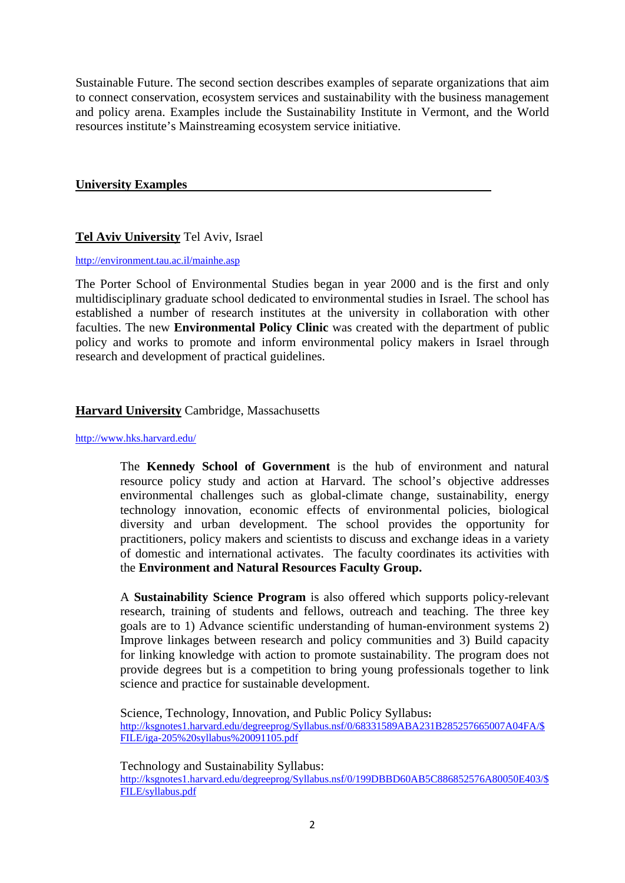Sustainable Future. The second section describes examples of separate organizations that aim to connect conservation, ecosystem services and sustainability with the business management and policy arena. Examples include the Sustainability Institute in Vermont, and the World resources institute's Mainstreaming ecosystem service initiative.

## University Examples

### **Tel Aviv University** Tel Aviv, Israel

http://environment.tau.ac.il/mainhe.asp

The Porter School of Environmental Studies began in year 2000 and is the first and only multidisciplinary graduate school dedicated to environmental studies in Israel. The school has established a number of research institutes at the university in collaboration with other faculties. The new **Environmental Policy Clinic** was created with the department of public policy and works to promote and inform environmental policy makers in Israel through research and development of practical guidelines.

### **Harvard University** Cambridge, Massachusetts

http://www.hks.harvard.edu/

The **Kennedy School of Government** is the hub of environment and natural resource policy study and action at Harvard. The school's objective addresses environmental challenges such as global-climate change, sustainability, energy technology innovation, economic effects of environmental policies, biological diversity and urban development. The school provides the opportunity for practitioners, policy makers and scientists to discuss and exchange ideas in a variety of domestic and international activates. The faculty coordinates its activities with the **Environment and Natural Resources Faculty Group.**

A **Sustainability Science Program** is also offered which supports policy-relevant research, training of students and fellows, outreach and teaching. The three key goals are to 1) Advance scientific understanding of human-environment systems 2) Improve linkages between research and policy communities and 3) Build capacity for linking knowledge with action to promote sustainability. The program does not provide degrees but is a competition to bring young professionals together to link science and practice for sustainable development.

Science, Technology, Innovation, and Public Policy Syllabus:
http://ksgnotes1.harvard.edu/degreeprog/Syllabus.nsf/0/68331589ABA231B285257665007A04FA/$FILE/iga-205%20syllabus%20091105.pdf

Technology and Sustainability Syllabus:
http://ksgnotes1.harvard.edu/degreeprog/Syllabus.nsf/0/199DBBD60AB5C886852576A80050E403/$FILE/syllabus.pdf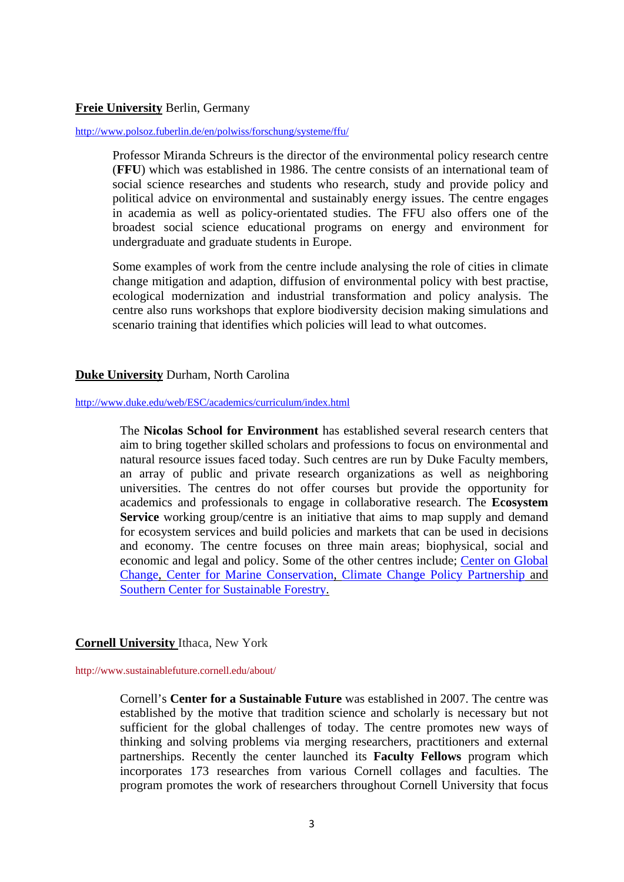**Freie University** Berlin, Germany

http://www.polsoz.fuberlin.de/en/polwiss/forschung/systeme/ffu/

Professor Miranda Schreurs is the director of the environmental policy research centre (**FFU**) which was established in 1986. The centre consists of an international team of social science researches and students who research, study and provide policy and political advice on environmental and sustainably energy issues. The centre engages in academia as well as policy-orientated studies. The FFU also offers one of the broadest social science educational programs on energy and environment for undergraduate and graduate students in Europe.

Some examples of work from the centre include analysing the role of cities in climate change mitigation and adaption, diffusion of environmental policy with best practise, ecological modernization and industrial transformation and policy analysis. The centre also runs workshops that explore biodiversity decision making simulations and scenario training that identifies which policies will lead to what outcomes.

**Duke University** Durham, North Carolina

http://www.duke.edu/web/ESC/academics/curriculum/index.html

The **Nicolas School for Environment** has established several research centers that aim to bring together skilled scholars and professions to focus on environmental and natural resource issues faced today. Such centres are run by Duke Faculty members, an array of public and private research organizations as well as neighboring universities. The centres do not offer courses but provide the opportunity for academics and professionals to engage in collaborative research. The **Ecosystem Service** working group/centre is an initiative that aims to map supply and demand for ecosystem services and build policies and markets that can be used in decisions and economy. The centre focuses on three main areas; biophysical, social and economic and legal and policy. Some of the other centres include; Center on Global Change, Center for Marine Conservation, Climate Change Policy Partnership and Southern Center for Sustainable Forestry.

**Cornell University** Ithaca, New York

http://www.sustainablefuture.cornell.edu/about/

Cornell's **Center for a Sustainable Future** was established in 2007. The centre was established by the motive that tradition science and scholarly is necessary but not sufficient for the global challenges of today. The centre promotes new ways of thinking and solving problems via merging researchers, practitioners and external partnerships. Recently the center launched its **Faculty Fellows** program which incorporates 173 researches from various Cornell collages and faculties. The program promotes the work of researchers throughout Cornell University that focus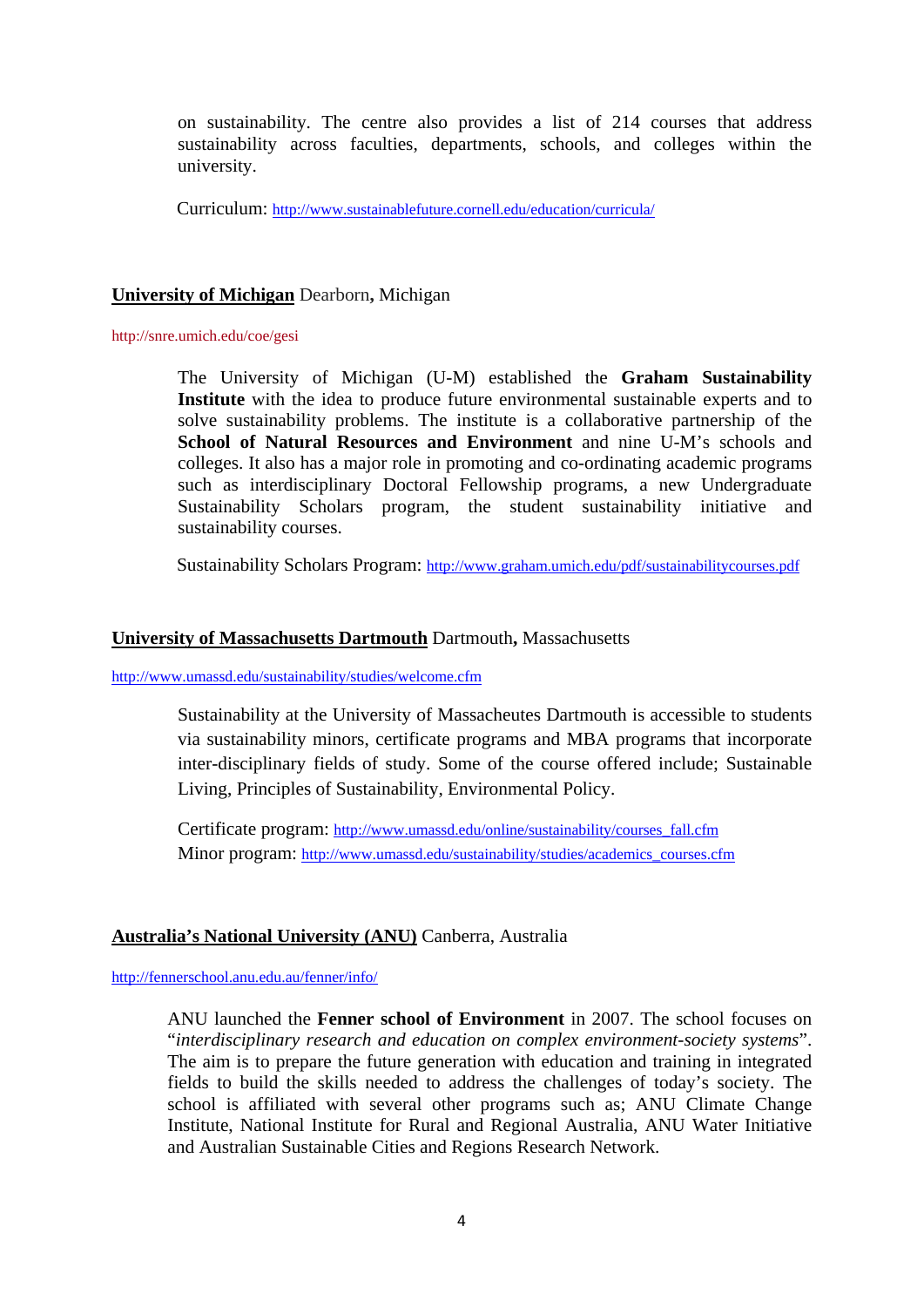on sustainability. The centre also provides a list of 214 courses that address sustainability across faculties, departments, schools, and colleges within the university.

Curriculum: http://www.sustainablefuture.cornell.edu/education/curricula/

**University of Michigan** Dearborn**,** Michigan

http://snre.umich.edu/coe/gesi

The University of Michigan (U-M) established the **Graham Sustainability Institute** with the idea to produce future environmental sustainable experts and to solve sustainability problems. The institute is a collaborative partnership of the **School of Natural Resources and Environment** and nine U-M's schools and colleges. It also has a major role in promoting and co-ordinating academic programs such as interdisciplinary Doctoral Fellowship programs, a new Undergraduate Sustainability Scholars program, the student sustainability initiative and sustainability courses.

Sustainability Scholars Program: http://www.graham.umich.edu/pdf/sustainabilitycourses.pdf

**University of Massachusetts Dartmouth** Dartmouth**,** Massachusetts

http://www.umassd.edu/sustainability/studies/welcome.cfm

Sustainability at the University of Massacheutes Dartmouth is accessible to students via sustainability minors, certificate programs and MBA programs that incorporate inter-disciplinary fields of study. Some of the course offered include; Sustainable Living, Principles of Sustainability, Environmental Policy.

Certificate program: http://www.umassd.edu/online/sustainability/courses_fall.cfm
Minor program: http://www.umassd.edu/sustainability/studies/academics_courses.cfm

**Australia's National University (ANU)** Canberra, Australia

http://fennerschool.anu.edu.au/fenner/info/

ANU launched the **Fenner school of Environment** in 2007. The school focuses on "*interdisciplinary research and education on complex environment-society systems*". The aim is to prepare the future generation with education and training in integrated fields to build the skills needed to address the challenges of today's society. The school is affiliated with several other programs such as; ANU Climate Change Institute, National Institute for Rural and Regional Australia, ANU Water Initiative and Australian Sustainable Cities and Regions Research Network.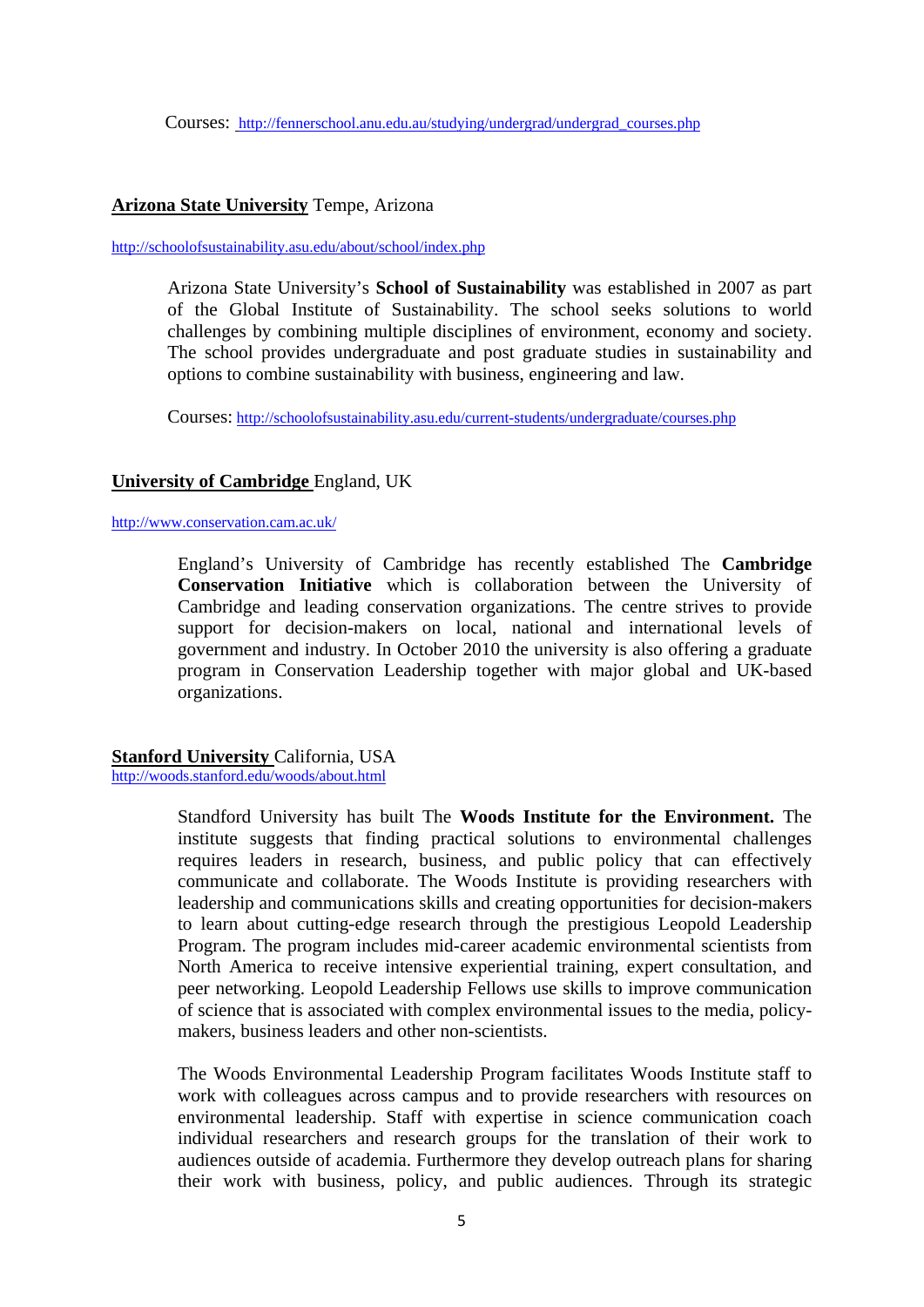Courses: http://fennerschool.anu.edu.au/studying/undergrad/undergrad_courses.php

**Arizona State University** Tempe, Arizona

http://schoolofsustainability.asu.edu/about/school/index.php

Arizona State University's **School of Sustainability** was established in 2007 as part of the Global Institute of Sustainability. The school seeks solutions to world challenges by combining multiple disciplines of environment, economy and society. The school provides undergraduate and post graduate studies in sustainability and options to combine sustainability with business, engineering and law.

Courses: http://schoolofsustainability.asu.edu/current-students/undergraduate/courses.php

**University of Cambridge** England, UK

http://www.conservation.cam.ac.uk/

England's University of Cambridge has recently established The **Cambridge Conservation Initiative** which is collaboration between the University of Cambridge and leading conservation organizations. The centre strives to provide support for decision-makers on local, national and international levels of government and industry. In October 2010 the university is also offering a graduate program in Conservation Leadership together with major global and UK-based organizations.

**Stanford University** California, USA

http://woods.stanford.edu/woods/about.html

Standford University has built The **Woods Institute for the Environment.** The institute suggests that finding practical solutions to environmental challenges requires leaders in research, business, and public policy that can effectively communicate and collaborate. The Woods Institute is providing researchers with leadership and communications skills and creating opportunities for decision-makers to learn about cutting-edge research through the prestigious Leopold Leadership Program. The program includes mid-career academic environmental scientists from North America to receive intensive experiential training, expert consultation, and peer networking. Leopold Leadership Fellows use skills to improve communication of science that is associated with complex environmental issues to the media, policy-makers, business leaders and other non-scientists.

The Woods Environmental Leadership Program facilitates Woods Institute staff to work with colleagues across campus and to provide researchers with resources on environmental leadership. Staff with expertise in science communication coach individual researchers and research groups for the translation of their work to audiences outside of academia. Furthermore they develop outreach plans for sharing their work with business, policy, and public audiences. Through its strategic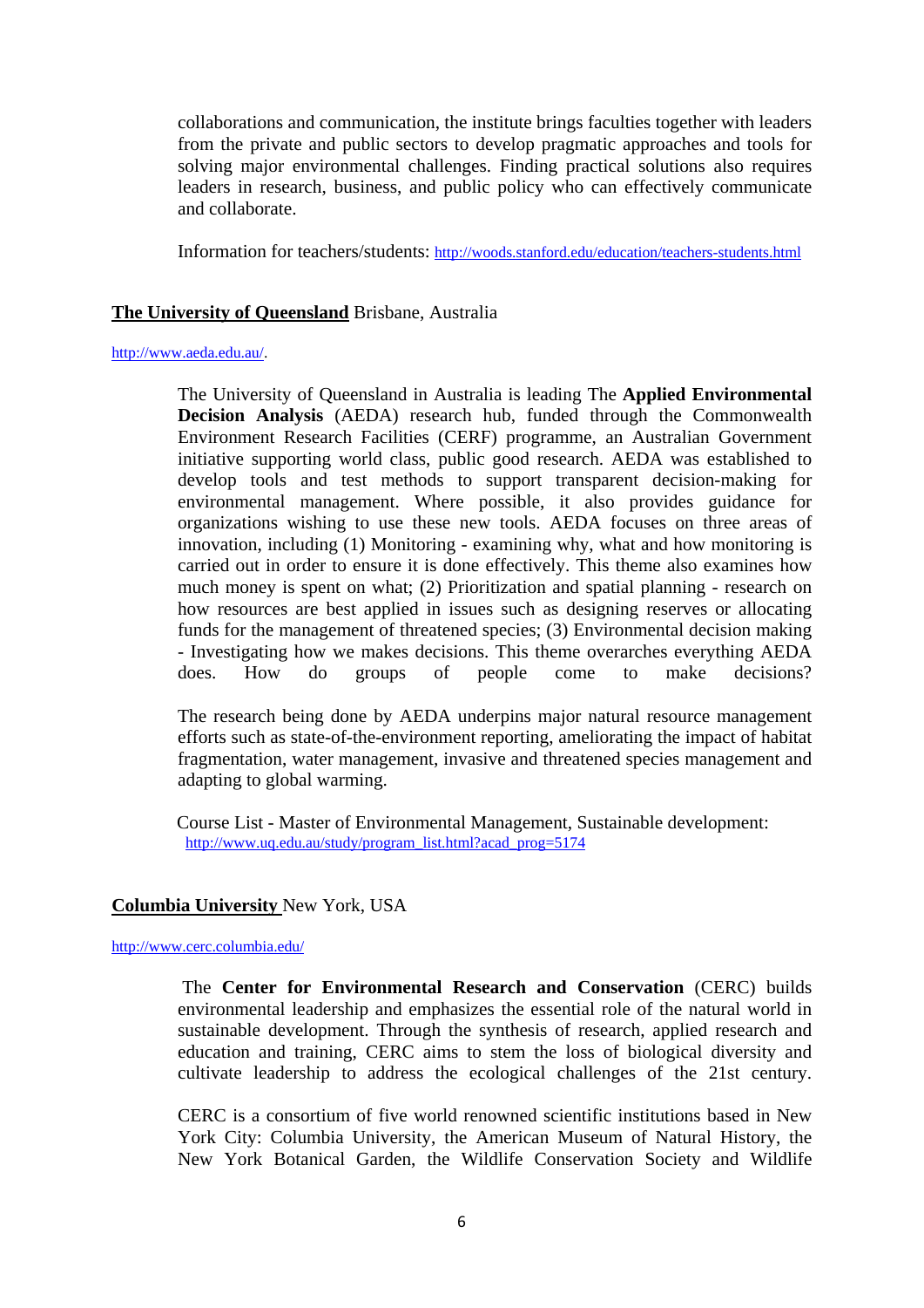collaborations and communication, the institute brings faculties together with leaders from the private and public sectors to develop pragmatic approaches and tools for solving major environmental challenges. Finding practical solutions also requires leaders in research, business, and public policy who can effectively communicate and collaborate.

Information for teachers/students: http://woods.stanford.edu/education/teachers-students.html

**The University of Queensland** Brisbane, Australia

http://www.aeda.edu.au/.

The University of Queensland in Australia is leading The **Applied Environmental Decision Analysis** (AEDA) research hub, funded through the Commonwealth Environment Research Facilities (CERF) programme, an Australian Government initiative supporting world class, public good research. AEDA was established to develop tools and test methods to support transparent decision-making for environmental management. Where possible, it also provides guidance for organizations wishing to use these new tools. AEDA focuses on three areas of innovation, including (1) Monitoring - examining why, what and how monitoring is carried out in order to ensure it is done effectively. This theme also examines how much money is spent on what; (2) Prioritization and spatial planning - research on how resources are best applied in issues such as designing reserves or allocating funds for the management of threatened species; (3) Environmental decision making - Investigating how we makes decisions. This theme overarches everything AEDA does. How do groups of people come to make decisions?

The research being done by AEDA underpins major natural resource management efforts such as state-of-the-environment reporting, ameliorating the impact of habitat fragmentation, water management, invasive and threatened species management and adapting to global warming.

Course List - Master of Environmental Management, Sustainable development: http://www.uq.edu.au/study/program_list.html?acad_prog=5174

**Columbia University** New York, USA

http://www.cerc.columbia.edu/

The **Center for Environmental Research and Conservation** (CERC) builds environmental leadership and emphasizes the essential role of the natural world in sustainable development. Through the synthesis of research, applied research and education and training, CERC aims to stem the loss of biological diversity and cultivate leadership to address the ecological challenges of the 21st century.

CERC is a consortium of five world renowned scientific institutions based in New York City: Columbia University, the American Museum of Natural History, the New York Botanical Garden, the Wildlife Conservation Society and Wildlife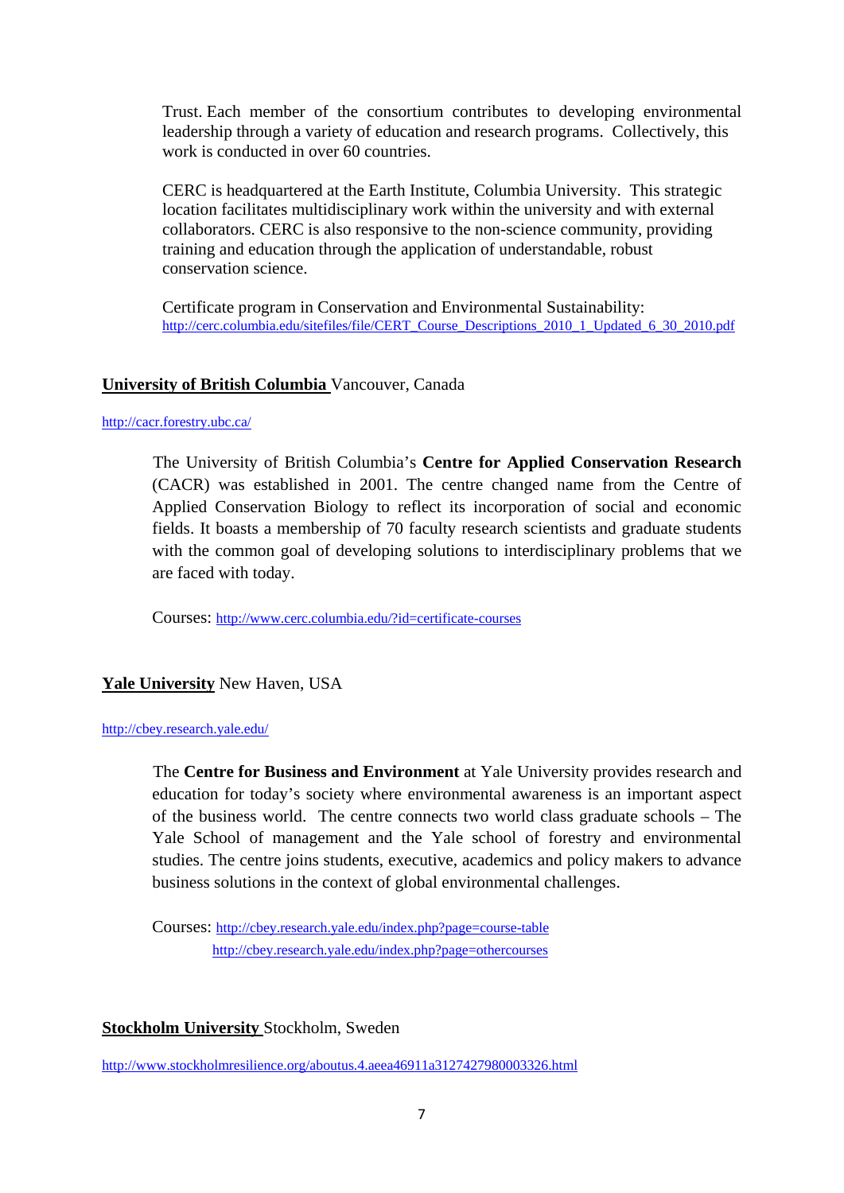Trust. Each member of the consortium contributes to developing environmental leadership through a variety of education and research programs. Collectively, this work is conducted in over 60 countries.

CERC is headquartered at the Earth Institute, Columbia University. This strategic location facilitates multidisciplinary work within the university and with external collaborators. CERC is also responsive to the non-science community, providing training and education through the application of understandable, robust conservation science.

Certificate program in Conservation and Environmental Sustainability: http://cerc.columbia.edu/sitefiles/file/CERT_Course_Descriptions_2010_1_Updated_6_30_2010.pdf

**University of British Columbia** Vancouver, Canada

http://cacr.forestry.ubc.ca/

The University of British Columbia's **Centre for Applied Conservation Research** (CACR) was established in 2001. The centre changed name from the Centre of Applied Conservation Biology to reflect its incorporation of social and economic fields. It boasts a membership of 70 faculty research scientists and graduate students with the common goal of developing solutions to interdisciplinary problems that we are faced with today.

Courses: http://www.cerc.columbia.edu/?id=certificate-courses

**Yale University** New Haven, USA

http://cbey.research.yale.edu/

The **Centre for Business and Environment** at Yale University provides research and education for today's society where environmental awareness is an important aspect of the business world. The centre connects two world class graduate schools – The Yale School of management and the Yale school of forestry and environmental studies. The centre joins students, executive, academics and policy makers to advance business solutions in the context of global environmental challenges.

Courses: http://cbey.research.yale.edu/index.php?page=course-table
http://cbey.research.yale.edu/index.php?page=othercourses

**Stockholm University** Stockholm, Sweden

http://www.stockholmresilience.org/aboutus.4.aeea46911a3127427980003326.html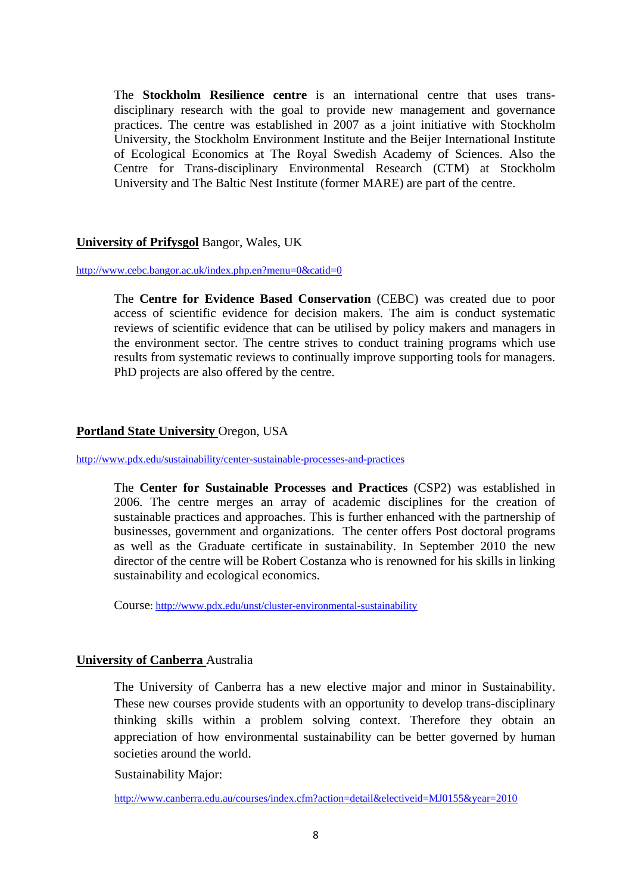The **Stockholm Resilience centre** is an international centre that uses trans-disciplinary research with the goal to provide new management and governance practices. The centre was established in 2007 as a joint initiative with Stockholm University, the Stockholm Environment Institute and the Beijer International Institute of Ecological Economics at The Royal Swedish Academy of Sciences. Also the Centre for Trans-disciplinary Environmental Research (CTM) at Stockholm University and The Baltic Nest Institute (former MARE) are part of the centre.

**University of Prifysgol** Bangor, Wales, UK

http://www.cebc.bangor.ac.uk/index.php.en?menu=0&catid=0

The **Centre for Evidence Based Conservation** (CEBC) was created due to poor access of scientific evidence for decision makers. The aim is conduct systematic reviews of scientific evidence that can be utilised by policy makers and managers in the environment sector. The centre strives to conduct training programs which use results from systematic reviews to continually improve supporting tools for managers. PhD projects are also offered by the centre.

**Portland State University** Oregon, USA

http://www.pdx.edu/sustainability/center-sustainable-processes-and-practices

The **Center for Sustainable Processes and Practices** (CSP2) was established in 2006. The centre merges an array of academic disciplines for the creation of sustainable practices and approaches. This is further enhanced with the partnership of businesses, government and organizations. The center offers Post doctoral programs as well as the Graduate certificate in sustainability. In September 2010 the new director of the centre will be Robert Costanza who is renowned for his skills in linking sustainability and ecological economics.

Course: http://www.pdx.edu/unst/cluster-environmental-sustainability

**University of Canberra** Australia

The University of Canberra has a new elective major and minor in Sustainability. These new courses provide students with an opportunity to develop trans-disciplinary thinking skills within a problem solving context. Therefore they obtain an appreciation of how environmental sustainability can be better governed by human societies around the world.

Sustainability Major:

http://www.canberra.edu.au/courses/index.cfm?action=detail&electiveid=MJ0155&year=2010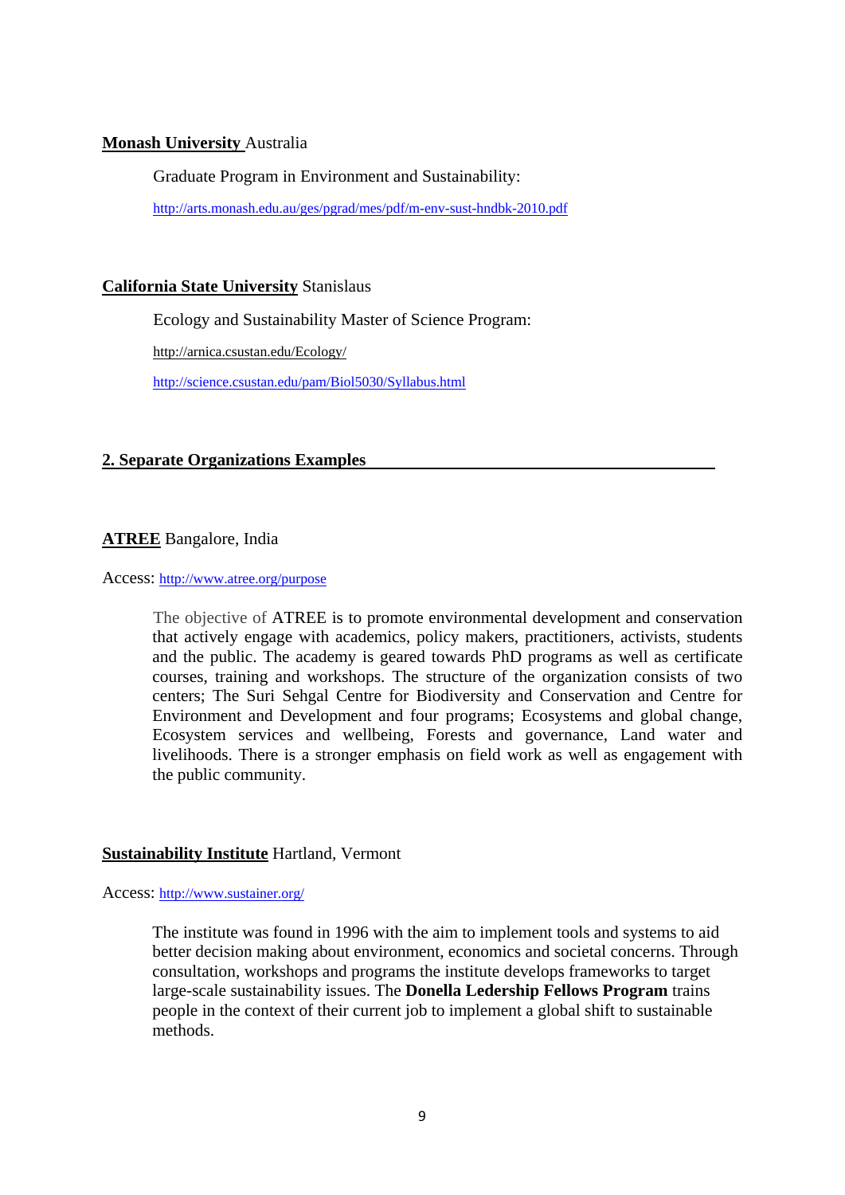**Monash University** Australia

Graduate Program in Environment and Sustainability:

http://arts.monash.edu.au/ges/pgrad/mes/pdf/m-env-sust-hndbk-2010.pdf

**California State University** Stanislaus

Ecology and Sustainability Master of Science Program:

http://arnica.csustan.edu/Ecology/

http://science.csustan.edu/pam/Biol5030/Syllabus.html

## 2. Separate Organizations Examples

**ATREE** Bangalore, India

Access: http://www.atree.org/purpose

The objective of ATREE is to promote environmental development and conservation that actively engage with academics, policy makers, practitioners, activists, students and the public. The academy is geared towards PhD programs as well as certificate courses, training and workshops. The structure of the organization consists of two centers; The Suri Sehgal Centre for Biodiversity and Conservation and Centre for Environment and Development and four programs; Ecosystems and global change, Ecosystem services and wellbeing, Forests and governance, Land water and livelihoods. There is a stronger emphasis on field work as well as engagement with the public community.

**Sustainability Institute** Hartland, Vermont

Access: http://www.sustainer.org/

The institute was found in 1996 with the aim to implement tools and systems to aid better decision making about environment, economics and societal concerns. Through consultation, workshops and programs the institute develops frameworks to target large-scale sustainability issues. The **Donella Ledership Fellows Program** trains people in the context of their current job to implement a global shift to sustainable methods.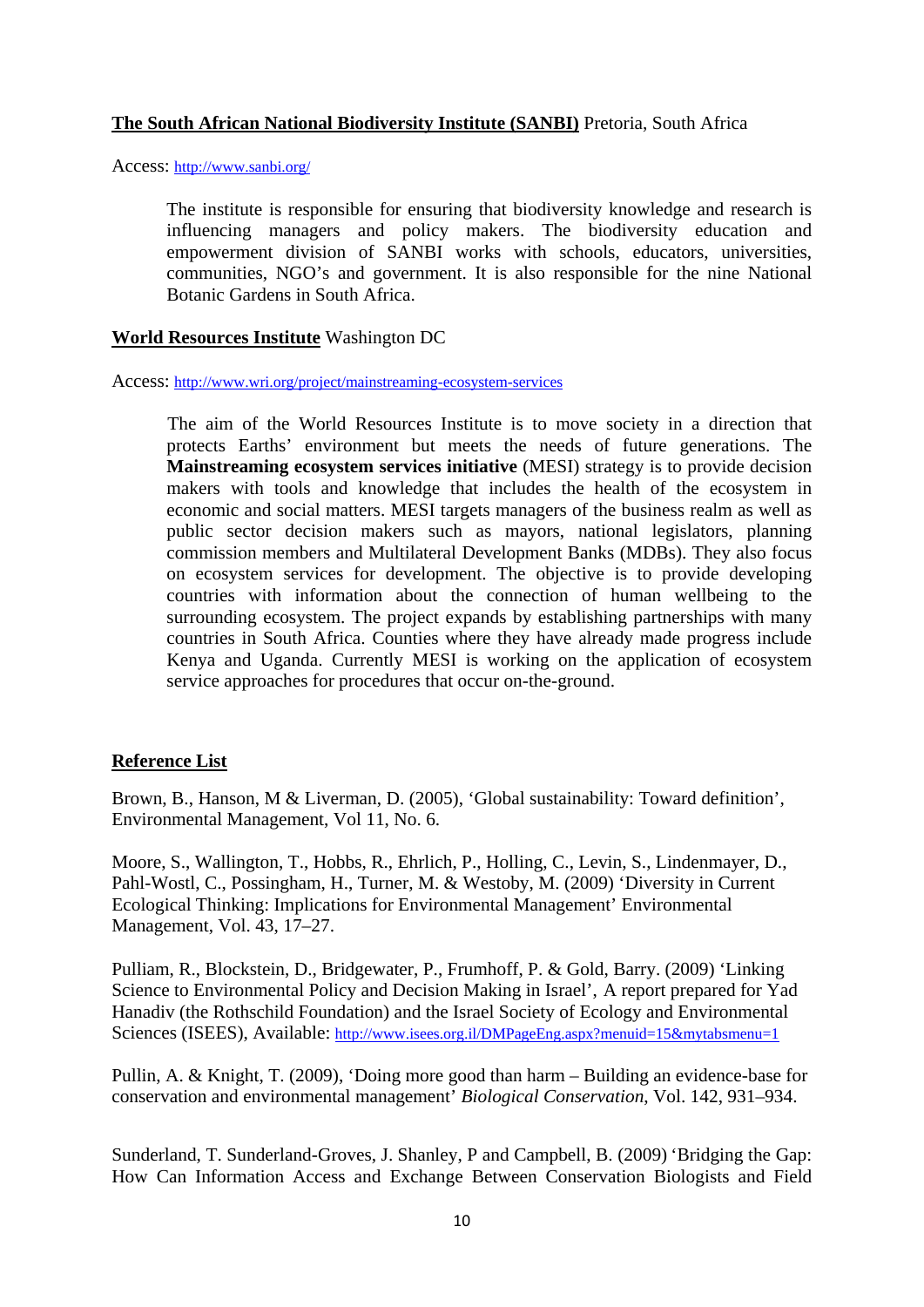**The South African National Biodiversity Institute (SANBI)** Pretoria, South Africa

Access: http://www.sanbi.org/

> The institute is responsible for ensuring that biodiversity knowledge and research is influencing managers and policy makers. The biodiversity education and empowerment division of SANBI works with schools, educators, universities, communities, NGO's and government. It is also responsible for the nine National Botanic Gardens in South Africa.

**World Resources Institute** Washington DC

Access: http://www.wri.org/project/mainstreaming-ecosystem-services

> The aim of the World Resources Institute is to move society in a direction that protects Earths' environment but meets the needs of future generations. The **Mainstreaming ecosystem services initiative** (MESI) strategy is to provide decision makers with tools and knowledge that includes the health of the ecosystem in economic and social matters. MESI targets managers of the business realm as well as public sector decision makers such as mayors, national legislators, planning commission members and Multilateral Development Banks (MDBs). They also focus on ecosystem services for development. The objective is to provide developing countries with information about the connection of human wellbeing to the surrounding ecosystem. The project expands by establishing partnerships with many countries in South Africa. Counties where they have already made progress include Kenya and Uganda. Currently MESI is working on the application of ecosystem service approaches for procedures that occur on-the-ground.

## Reference List

Brown, B., Hanson, M & Liverman, D. (2005), 'Global sustainability: Toward definition', Environmental Management, Vol 11, No. 6.

Moore, S., Wallington, T., Hobbs, R., Ehrlich, P., Holling, C., Levin, S., Lindenmayer, D., Pahl-Wostl, C., Possingham, H., Turner, M. & Westoby, M. (2009) 'Diversity in Current Ecological Thinking: Implications for Environmental Management' Environmental Management, Vol. 43, 17–27.

Pulliam, R., Blockstein, D., Bridgewater, P., Frumhoff, P. & Gold, Barry. (2009) 'Linking Science to Environmental Policy and Decision Making in Israel', A report prepared for Yad Hanadiv (the Rothschild Foundation) and the Israel Society of Ecology and Environmental Sciences (ISEES), Available: http://www.isees.org.il/DMPageEng.aspx?menuid=15&mytabsmenu=1

Pullin, A. & Knight, T. (2009), 'Doing more good than harm – Building an evidence-base for conservation and environmental management' *Biological Conservation*, Vol. 142, 931–934.

Sunderland, T. Sunderland-Groves, J. Shanley, P and Campbell, B. (2009) 'Bridging the Gap: How Can Information Access and Exchange Between Conservation Biologists and Field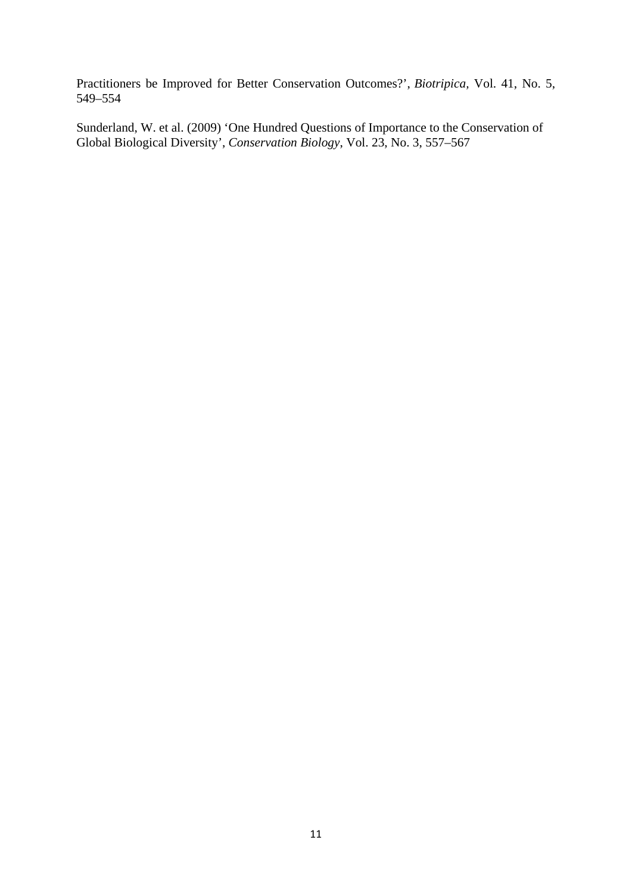Practitioners be Improved for Better Conservation Outcomes?', *Biotripica*, Vol. 41, No. 5, 549–554

Sunderland, W. et al. (2009) 'One Hundred Questions of Importance to the Conservation of Global Biological Diversity', *Conservation Biology*, Vol. 23, No. 3, 557–567